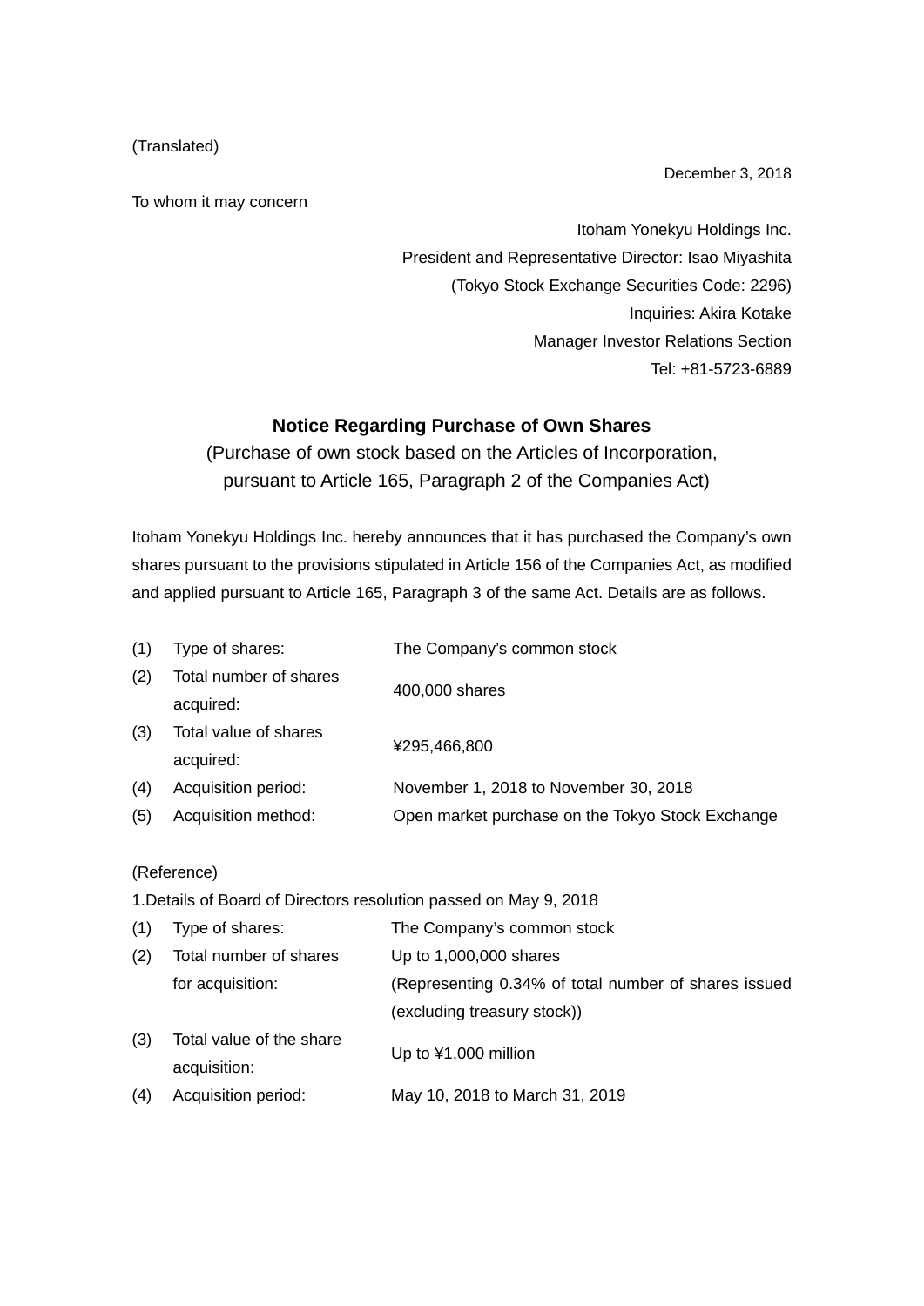(Translated)

December 3, 2018

To whom it may concern

Itoham Yonekyu Holdings Inc.
President and Representative Director: Isao Miyashita
(Tokyo Stock Exchange Securities Code: 2296)
Inquiries: Akira Kotake
Manager Investor Relations Section
Tel: +81-5723-6889

# Notice Regarding Purchase of Own Shares

(Purchase of own stock based on the Articles of Incorporation, pursuant to Article 165, Paragraph 2 of the Companies Act)

Itoham Yonekyu Holdings Inc. hereby announces that it has purchased the Company's own shares pursuant to the provisions stipulated in Article 156 of the Companies Act, as modified and applied pursuant to Article 165, Paragraph 3 of the same Act. Details are as follows.

| | | |
|---|---|---|
| (1) | Type of shares: | The Company's common stock |
| (2) | Total number of shares acquired: | 400,000 shares |
| (3) | Total value of shares acquired: | ¥295,466,800 |
| (4) | Acquisition period: | November 1, 2018 to November 30, 2018 |
| (5) | Acquisition method: | Open market purchase on the Tokyo Stock Exchange |

(Reference)

1.Details of Board of Directors resolution passed on May 9, 2018

| | | |
|---|---|---|
| (1) | Type of shares: | The Company's common stock |
| (2) | Total number of shares for acquisition: | Up to 1,000,000 shares (Representing 0.34% of total number of shares issued (excluding treasury stock)) |
| (3) | Total value of the share acquisition: | Up to ¥1,000 million |
| (4) | Acquisition period: | May 10, 2018 to March 31, 2019 |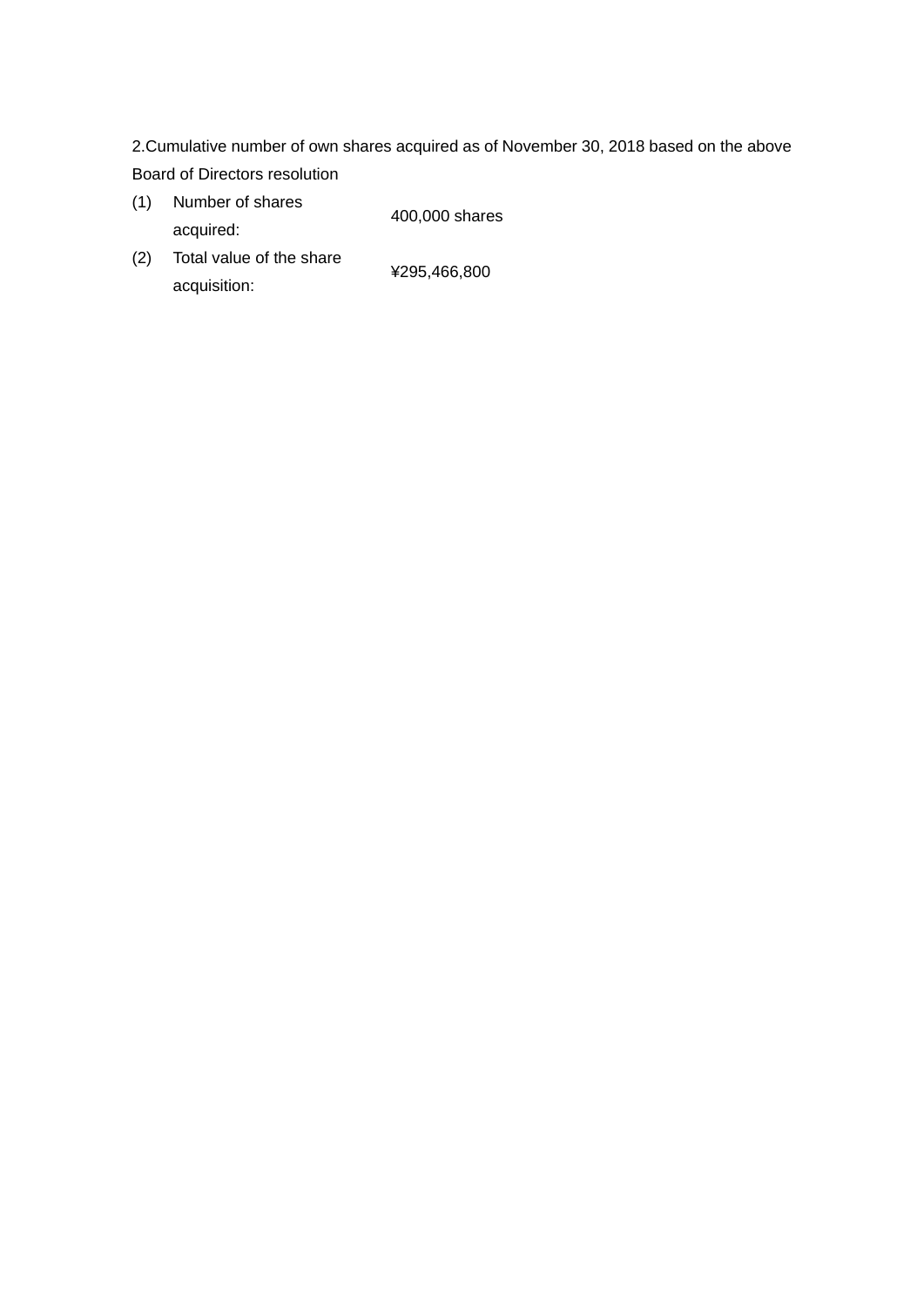2.Cumulative number of own shares acquired as of November 30, 2018 based on the above Board of Directors resolution

| | | |
|---|---|---|
| (1) | Number of shares acquired: | 400,000 shares |
| (2) | Total value of the share acquisition: | ¥295,466,800 |